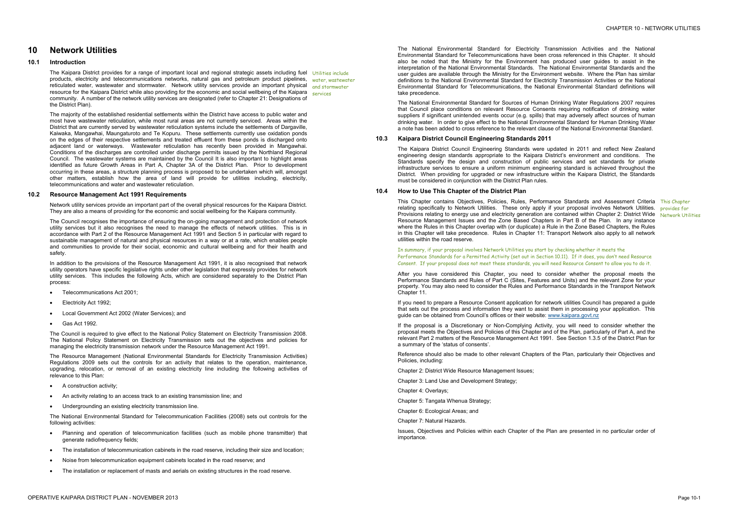# 10 Network Utilities

## 10.1 Introduction

The Kaipara District provides for a range of important local and regional strategic assets including fuel products, electricity and telecommunications networks, natural gas and petroleum product pipelines, reticulated water, wastewater and stormwater. Network utility services provide an important physical resource for the Kaipara District while also providing for the economic and social wellbeing of the Kaipara community. A number of the network utility services are designated (refer to Chapter 21: Designations of the District Plan).

*Utilities include water, wastewater and stormwater services*

The majority of the established residential settlements within the District have access to public water and most have wastewater reticulation, while most rural areas are not currently serviced. Areas within the District that are currently served by wastewater reticulation systems include the settlements of Dargaville, Kaiwaka, Mangawhai, Maungaturoto and Te Kopuru. These settlements currently use oxidation ponds on the edges of their respective settlements and treated effluent from these ponds is discharged onto adjacent land or waterways. Wastewater reticulation has recently been provided in Mangawhai. Conditions of the discharges are controlled under discharge permits issued by the Northland Regional Council. The wastewater systems are maintained by the Council It is also important to highlight areas identified as future Growth Areas in Part A, Chapter 3A of the District Plan. Prior to development occurring in these areas, a structure planning process is proposed to be undertaken which will, amongst other matters, establish how the area of land will provide for utilities including, electricity, telecommunications and water and wastewater reticulation.

## 10.2 Resource Management Act 1991 Requirements

Network utility services provide an important part of the overall physical resources for the Kaipara District. They are also a means of providing for the economic and social wellbeing for the Kaipara community.

The Council recognises the importance of ensuring the on-going management and protection of network utility services but it also recognises the need to manage the effects of network utilities. This is in accordance with Part 2 of the Resource Management Act 1991 and Section 5 in particular with regard to sustainable management of natural and physical resources in a way or at a rate, which enables people and communities to provide for their social, economic and cultural wellbeing and for their health and safety.

In addition to the provisions of the Resource Management Act 1991, it is also recognised that network utility operators have specific legislative rights under other legislation that expressly provides for network utility services. This includes the following Acts, which are considered separately to the District Plan process:

- Telecommunications Act 2001;
- Electricity Act 1992;
- Local Government Act 2002 (Water Services); and
- Gas Act 1992.

The Council is required to give effect to the National Policy Statement on Electricity Transmission 2008. The National Policy Statement on Electricity Transmission sets out the objectives and policies for managing the electricity transmission network under the Resource Management Act 1991.

The Resource Management (National Environmental Standards for Electricity Transmission Activities) Regulations 2009 sets out the controls for an activity that relates to the operation, maintenance, upgrading, relocation, or removal of an existing electricity line including the following activities of relevance to this Plan:

- A construction activity;
- An activity relating to an access track to an existing transmission line; and
- Undergrounding an existing electricity transmission line.

The National Environmental Standard for Telecommunication Facilities (2008) sets out controls for the following activities:

- Planning and operation of telecommunication facilities (such as mobile phone transmitter) that generate radiofrequency fields;
- The installation of telecommunication cabinets in the road reserve, including their size and location;
- Noise from telecommunication equipment cabinets located in the road reserve; and
- The installation or replacement of masts and aerials on existing structures in the road reserve.

The National Environmental Standard for Electricity Transmission Activities and the National Environmental Standard for Telecommunications have been cross referenced in this Chapter. It should also be noted that the Ministry for the Environment has produced user guides to assist in the interpretation of the National Environmental Standards. The National Environmental Standards and the user guides are available through the Ministry for the Environment website. Where the Plan has similar definitions to the National Environmental Standard for Electricity Transmission Activities or the National Environmental Standard for Telecommunications, the National Environmental Standard definitions will take precedence.

The National Environmental Standard for Sources of Human Drinking Water Regulations 2007 requires that Council place conditions on relevant Resource Consents requiring notification of drinking water suppliers if significant unintended events occur (e.g. spills) that may adversely affect sources of human drinking water. In order to give effect to the National Environmental Standard for Human Drinking Water a note has been added to cross reference to the relevant clause of the National Environmental Standard.

## 10.3 Kaipara District Council Engineering Standards 2011

The Kaipara District Council Engineering Standards were updated in 2011 and reflect New Zealand engineering design standards appropriate to the Kaipara District's environment and conditions. The Standards specify the design and construction of public services and set standards for private infrastructure services to ensure a uniform minimum engineering standard is achieved throughout the District. When providing for upgraded or new infrastructure within the Kaipara District, the Standards must be considered in conjunction with the District Plan rules.

## 10.4 How to Use This Chapter of the District Plan

This Chapter contains Objectives, Policies, Rules, Performance Standards and Assessment Criteria relating specifically to Network Utilities. These only apply if your proposal involves Network Utilities. Provisions relating to energy use and electricity generation are contained within Chapter 2: District Wide Resource Management Issues and the Zone Based Chapters in Part B of the Plan. In any instance where the Rules in this Chapter overlap with (or duplicate) a Rule in the Zone Based Chapters, the Rules in this Chapter will take precedence. Rules in Chapter 11: Transport Network also apply to all network utilities within the road reserve.

*This Chapter provides for Network Utilities*

*In summary, if your proposal involves Network Utilities you start by checking whether it meets the Performance Standards for a Permitted Activity (set out in Section 10.11). If it does, you don't need Resource Consent. If your proposal does not meet these standards, you will need Resource Consent to allow you to do it.*

After you have considered this Chapter, you need to consider whether the proposal meets the Performance Standards and Rules of Part C (Sites, Features and Units) and the relevant Zone for your property. You may also need to consider the Rules and Performance Standards in the Transport Network Chapter 11.

If you need to prepare a Resource Consent application for network utilities Council has prepared a guide that sets out the process and information they want to assist them in processing your application. This guide can be obtained from Council's offices or their website: www.kaipara.govt.nz

If the proposal is a Discretionary or Non-Complying Activity, you will need to consider whether the proposal meets the Objectives and Policies of this Chapter and of the Plan, particularly of Part A, and the relevant Part 2 matters of the Resource Management Act 1991. See Section 1.3.5 of the District Plan for a summary of the 'status of consents'.

Reference should also be made to other relevant Chapters of the Plan, particularly their Objectives and Policies, including:

Chapter 2: District Wide Resource Management Issues;

Chapter 3: Land Use and Development Strategy;

Chapter 4: Overlays;

Chapter 5: Tangata Whenua Strategy;

Chapter 6: Ecological Areas; and

Chapter 7: Natural Hazards.

Issues, Objectives and Policies within each Chapter of the Plan are presented in no particular order of importance.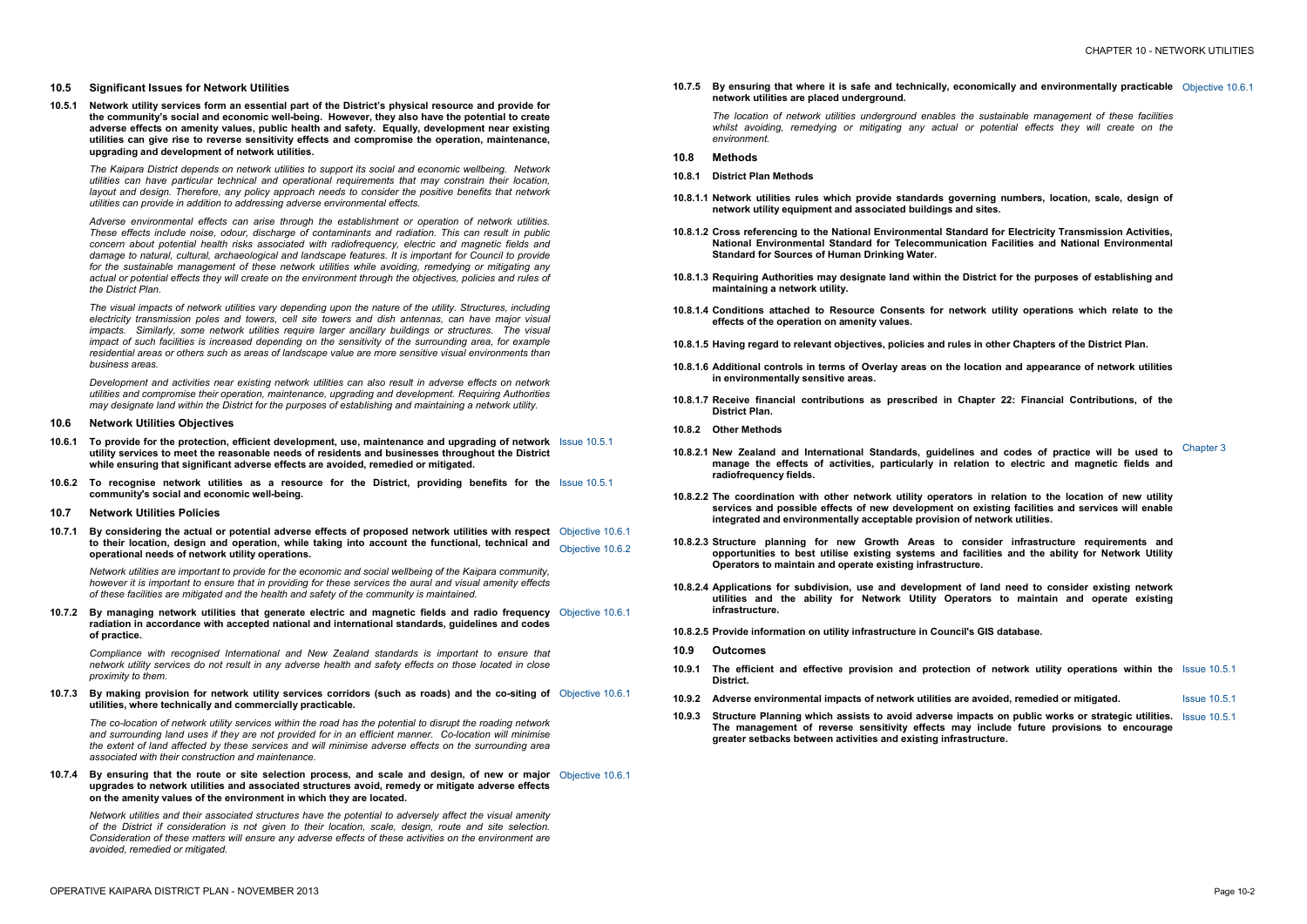## 10.5 Significant Issues for Network Utilities

**10.5.1 Network utility services form an essential part of the District's physical resource and provide for the community's social and economic well-being. However, they also have the potential to create adverse effects on amenity values, public health and safety. Equally, development near existing utilities can give rise to reverse sensitivity effects and compromise the operation, maintenance, upgrading and development of network utilities.**

*The Kaipara District depends on network utilities to support its social and economic wellbeing. Network utilities can have particular technical and operational requirements that may constrain their location, layout and design. Therefore, any policy approach needs to consider the positive benefits that network utilities can provide in addition to addressing adverse environmental effects.*

*Adverse environmental effects can arise through the establishment or operation of network utilities. These effects include noise, odour, discharge of contaminants and radiation. This can result in public concern about potential health risks associated with radiofrequency, electric and magnetic fields and damage to natural, cultural, archaeological and landscape features. It is important for Council to provide for the sustainable management of these network utilities while avoiding, remedying or mitigating any actual or potential effects they will create on the environment through the objectives, policies and rules of the District Plan.*

*The visual impacts of network utilities vary depending upon the nature of the utility. Structures, including electricity transmission poles and towers, cell site towers and dish antennas, can have major visual impacts. Similarly, some network utilities require larger ancillary buildings or structures. The visual impact of such facilities is increased depending on the sensitivity of the surrounding area, for example residential areas or others such as areas of landscape value are more sensitive visual environments than business areas.*

*Development and activities near existing network utilities can also result in adverse effects on network utilities and compromise their operation, maintenance, upgrading and development. Requiring Authorities may designate land within the District for the purposes of establishing and maintaining a network utility.*

## 10.6 Network Utilities Objectives

**10.6.1 To provide for the protection, efficient development, use, maintenance and upgrading of network utility services to meet the reasonable needs of residents and businesses throughout the District while ensuring that significant adverse effects are avoided, remedied or mitigated.** Issue 10.5.1

**10.6.2 To recognise network utilities as a resource for the District, providing benefits for the community's social and economic well-being.** Issue 10.5.1

## 10.7 Network Utilities Policies

**10.7.1 By considering the actual or potential adverse effects of proposed network utilities with respect to their location, design and operation, while taking into account the functional, technical and operational needs of network utility operations.** Objective 10.6.1, Objective 10.6.2

*Network utilities are important to provide for the economic and social wellbeing of the Kaipara community, however it is important to ensure that in providing for these services the aural and visual amenity effects of these facilities are mitigated and the health and safety of the community is maintained.*

**10.7.2 By managing network utilities that generate electric and magnetic fields and radio frequency radiation in accordance with accepted national and international standards, guidelines and codes of practice.** Objective 10.6.1

*Compliance with recognised International and New Zealand standards is important to ensure that network utility services do not result in any adverse health and safety effects on those located in close proximity to them.*

**10.7.3 By making provision for network utility services corridors (such as roads) and the co-siting of utilities, where technically and commercially practicable.** Objective 10.6.1

*The co-location of network utility services within the road has the potential to disrupt the roading network and surrounding land uses if they are not provided for in an efficient manner. Co-location will minimise the extent of land affected by these services and will minimise adverse effects on the surrounding area associated with their construction and maintenance.*

**10.7.4 By ensuring that the route or site selection process, and scale and design, of new or major upgrades to network utilities and associated structures avoid, remedy or mitigate adverse effects on the amenity values of the environment in which they are located.** Objective 10.6.1

*Network utilities and their associated structures have the potential to adversely affect the visual amenity of the District if consideration is not given to their location, scale, design, route and site selection. Consideration of these matters will ensure any adverse effects of these activities on the environment are avoided, remedied or mitigated.*

**10.7.5 By ensuring that where it is safe and technically, economically and environmentally practicable network utilities are placed underground.** Objective 10.6.1

*The location of network utilities underground enables the sustainable management of these facilities whilst avoiding, remedying or mitigating any actual or potential effects they will create on the environment.*

## 10.8 Methods

### 10.8.1 District Plan Methods

**10.8.1.1 Network utilities rules which provide standards governing numbers, location, scale, design of network utility equipment and associated buildings and sites.**

**10.8.1.2 Cross referencing to the National Environmental Standard for Electricity Transmission Activities, National Environmental Standard for Telecommunication Facilities and National Environmental Standard for Sources of Human Drinking Water.**

**10.8.1.3 Requiring Authorities may designate land within the District for the purposes of establishing and maintaining a network utility.**

**10.8.1.4 Conditions attached to Resource Consents for network utility operations which relate to the effects of the operation on amenity values.**

**10.8.1.5 Having regard to relevant objectives, policies and rules in other Chapters of the District Plan.**

**10.8.1.6 Additional controls in terms of Overlay areas on the location and appearance of network utilities in environmentally sensitive areas.**

**10.8.1.7 Receive financial contributions as prescribed in Chapter 22: Financial Contributions, of the District Plan.**

### 10.8.2 Other Methods

**10.8.2.1 New Zealand and International Standards, guidelines and codes of practice will be used to manage the effects of activities, particularly in relation to electric and magnetic fields and radiofrequency fields.** Chapter 3

**10.8.2.2 The coordination with other network utility operators in relation to the location of new utility services and possible effects of new development on existing facilities and services will enable integrated and environmentally acceptable provision of network utilities.**

**10.8.2.3 Structure planning for new Growth Areas to consider infrastructure requirements and opportunities to best utilise existing systems and facilities and the ability for Network Utility Operators to maintain and operate existing infrastructure.**

**10.8.2.4 Applications for subdivision, use and development of land need to consider existing network utilities and the ability for Network Utility Operators to maintain and operate existing infrastructure.**

**10.8.2.5 Provide information on utility infrastructure in Council's GIS database.**

## 10.9 Outcomes

**10.9.1 The efficient and effective provision and protection of network utility operations within the District.** Issue 10.5.1

**10.9.2 Adverse environmental impacts of network utilities are avoided, remedied or mitigated.** Issue 10.5.1

**10.9.3 Structure Planning which assists to avoid adverse impacts on public works or strategic utilities. The management of reverse sensitivity effects may include future provisions to encourage greater setbacks between activities and existing infrastructure.** Issue 10.5.1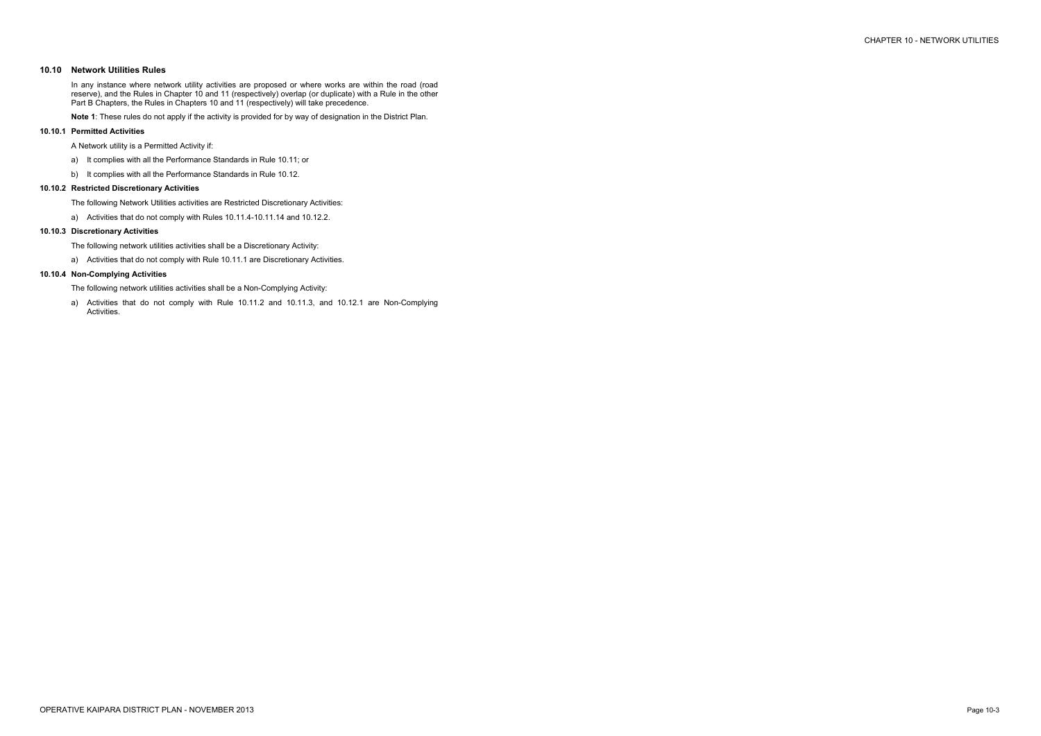## 10.10 Network Utilities Rules

In any instance where network utility activities are proposed or where works are within the road (road reserve), and the Rules in Chapter 10 and 11 (respectively) overlap (or duplicate) with a Rule in the other Part B Chapters, the Rules in Chapters 10 and 11 (respectively) will take precedence.

**Note 1**: These rules do not apply if the activity is provided for by way of designation in the District Plan.

### 10.10.1 Permitted Activities

A Network utility is a Permitted Activity if:

a) It complies with all the Performance Standards in Rule 10.11; or

b) It complies with all the Performance Standards in Rule 10.12.

### 10.10.2 Restricted Discretionary Activities

The following Network Utilities activities are Restricted Discretionary Activities:

a) Activities that do not comply with Rules 10.11.4-10.11.14 and 10.12.2.

### 10.10.3 Discretionary Activities

The following network utilities activities shall be a Discretionary Activity:

a) Activities that do not comply with Rule 10.11.1 are Discretionary Activities.

### 10.10.4 Non-Complying Activities

The following network utilities activities shall be a Non-Complying Activity:

a) Activities that do not comply with Rule 10.11.2 and 10.11.3, and 10.12.1 are Non-Complying Activities.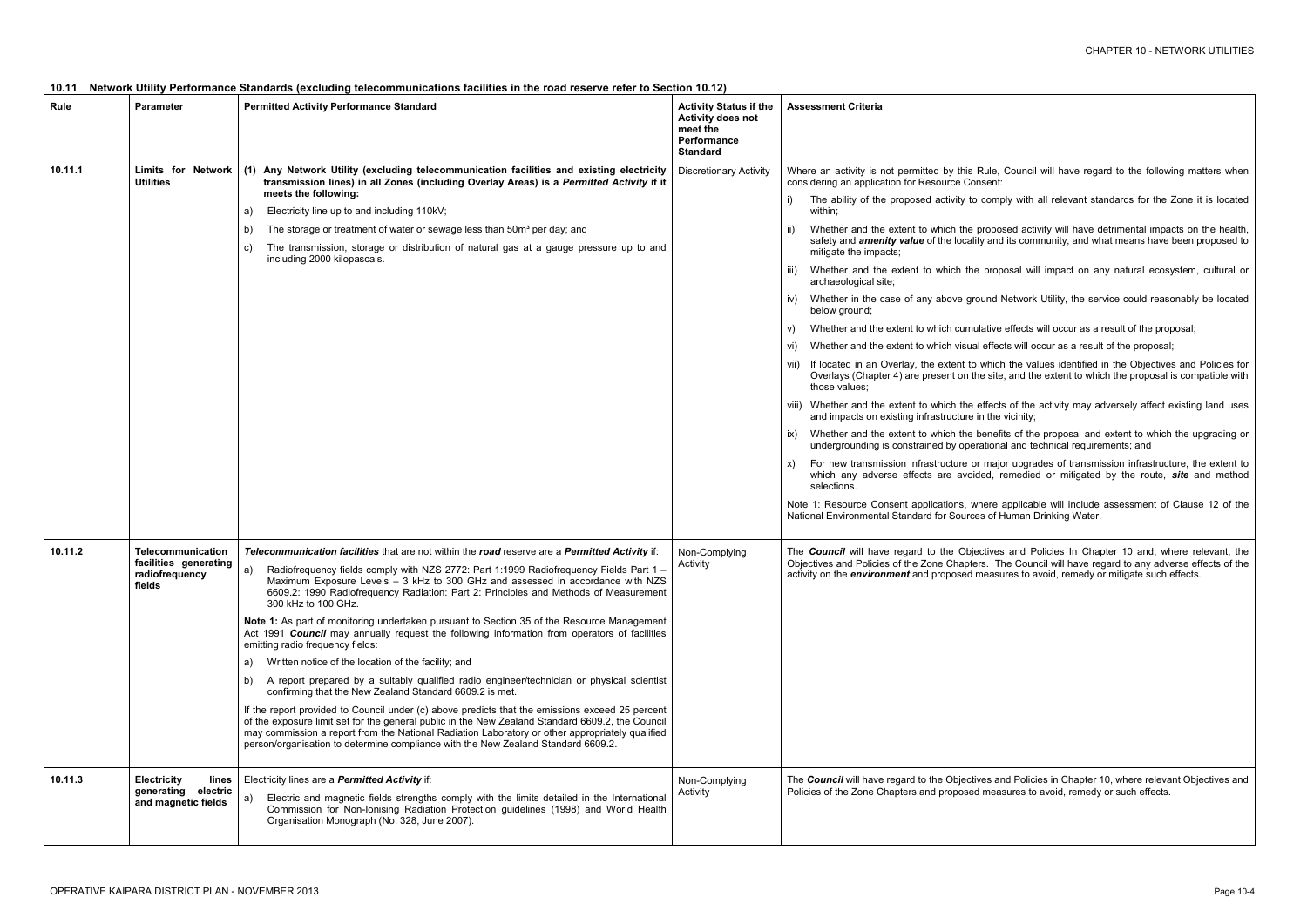## 10.11 Network Utility Performance Standards (excluding telecommunications facilities in the road reserve refer to Section 10.12)

| Rule | Parameter | Permitted Activity Performance Standard | Activity Status if the Activity does not meet the Performance Standard | Assessment Criteria |
|---|---|---|---|---|
| 10.11.1 | **Limits for Network Utilities** | **(1) Any Network Utility (excluding telecommunication facilities and existing electricity transmission lines) in all Zones (including Overlay Areas) is a *Permitted Activity* if it meets the following:**<br>a) Electricity line up to and including 110kV;<br>b) The storage or treatment of water or sewage less than 50m³ per day; and<br>c) The transmission, storage or distribution of natural gas at a gauge pressure up to and including 2000 kilopascals. | Discretionary Activity | Where an activity is not permitted by this Rule, Council will have regard to the following matters when considering an application for Resource Consent:<br>i) The ability of the proposed activity to comply with all relevant standards for the Zone it is located within;<br>ii) Whether and the extent to which the proposed activity will have detrimental impacts on the health, safety and ***amenity value*** of the locality and its community, and what means have been proposed to mitigate the impacts;<br>iii) Whether and the extent to which the proposal will impact on any natural ecosystem, cultural or archaeological site;<br>iv) Whether in the case of any above ground Network Utility, the service could reasonably be located below ground;<br>v) Whether and the extent to which cumulative effects will occur as a result of the proposal;<br>vi) Whether and the extent to which visual effects will occur as a result of the proposal;<br>vii) If located in an Overlay, the extent to which the values identified in the Objectives and Policies for Overlays (Chapter 4) are present on the site, and the extent to which the proposal is compatible with those values;<br>viii) Whether and the extent to which the effects of the activity may adversely affect existing land uses and impacts on existing infrastructure in the vicinity;<br>ix) Whether and the extent to which the benefits of the proposal and extent to which the upgrading or undergrounding is constrained by operational and technical requirements; and<br>x) For new transmission infrastructure or major upgrades of transmission infrastructure, the extent to which any adverse effects are avoided, remedied or mitigated by the route, ***site*** and method selections.<br><br>Note 1: Resource Consent applications, where applicable will include assessment of Clause 12 of the National Environmental Standard for Sources of Human Drinking Water. |
| 10.11.2 | **Telecommunication facilities generating radiofrequency fields** | ***Telecommunication facilities*** that are not within the ***road*** reserve are a ***Permitted Activity*** if:<br>a) Radiofrequency fields comply with NZS 2772: Part 1:1999 Radiofrequency Fields Part 1 – Maximum Exposure Levels – 3 kHz to 300 GHz and assessed in accordance with NZS 6609.2: 1990 Radiofrequency Radiation: Part 2: Principles and Methods of Measurement 300 kHz to 100 GHz.<br><br>**Note 1:** As part of monitoring undertaken pursuant to Section 35 of the Resource Management Act 1991 ***Council*** may annually request the following information from operators of facilities emitting radio frequency fields:<br>a) Written notice of the location of the facility; and<br>b) A report prepared by a suitably qualified radio engineer/technician or physical scientist confirming that the New Zealand Standard 6609.2 is met.<br><br>If the report provided to Council under (c) above predicts that the emissions exceed 25 percent of the exposure limit set for the general public in the New Zealand Standard 6609.2, the Council may commission a report from the National Radiation Laboratory or other appropriately qualified person/organisation to determine compliance with the New Zealand Standard 6609.2. | Non-Complying Activity | The ***Council*** will have regard to the Objectives and Policies In Chapter 10 and, where relevant, the Objectives and Policies of the Zone Chapters. The Council will have regard to any adverse effects of the activity on the ***environment*** and proposed measures to avoid, remedy or mitigate such effects. |
| 10.11.3 | **Electricity lines generating electric and magnetic fields** | Electricity lines are a ***Permitted Activity*** if:<br>a) Electric and magnetic fields strengths comply with the limits detailed in the International Commission for Non-Ionising Radiation Protection guidelines (1998) and World Health Organisation Monograph (No. 328, June 2007). | Non-Complying Activity | The ***Council*** will have regard to the Objectives and Policies in Chapter 10, where relevant Objectives and Policies of the Zone Chapters and proposed measures to avoid, remedy or such effects. |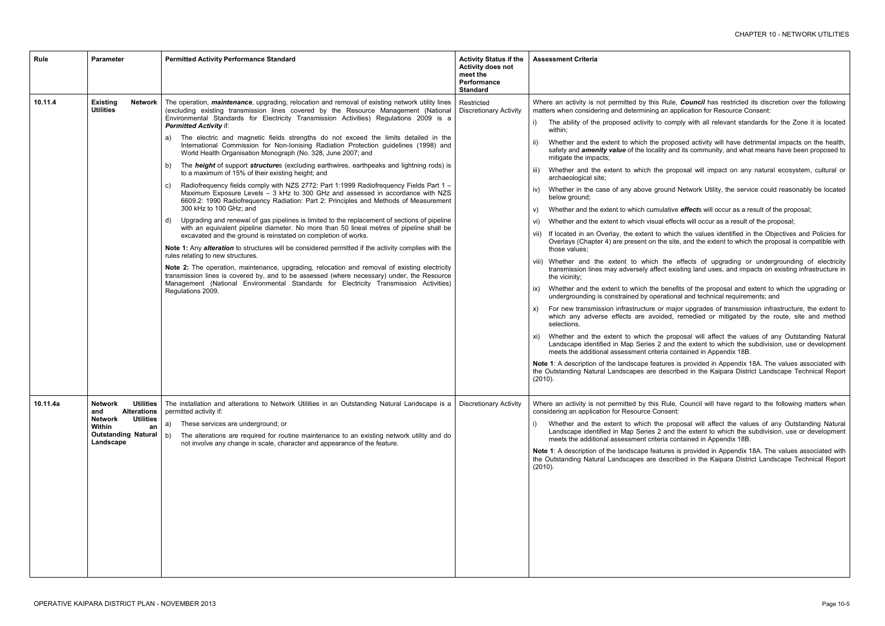| Rule | Parameter | Permitted Activity Performance Standard | Activity Status if the Activity does not meet the Performance Standard | Assessment Criteria |
|---|---|---|---|---|
| 10.11.4 | **Existing Network Utilities** | The operation, ***maintenance***, upgrading, relocation and removal of existing network utility lines (excluding existing transmission lines covered by the Resource Management (National Environmental Standards for Electricity Transmission Activities) Regulations 2009 is a ***Permitted Activity*** if:<br><br>a) The electric and magnetic fields strengths do not exceed the limits detailed in the International Commission for Non-Ionising Radiation Protection guidelines (1998) and World Health Organisation Monograph (No. 328, June 2007; and<br><br>b) The ***height*** of support ***structure***s (excluding earthwires, earthpeaks and lightning rods) is to a maximum of 15% of their existing height; and<br><br>c) Radiofrequency fields comply with NZS 2772: Part 1:1999 Radiofrequency Fields Part 1 – Maximum Exposure Levels – 3 kHz to 300 GHz and assessed in accordance with NZS 6609.2: 1990 Radiofrequency Radiation: Part 2: Principles and Methods of Measurement 300 kHz to 100 GHz; and<br><br>d) Upgrading and renewal of gas pipelines is limited to the replacement of sections of pipeline with an equivalent pipeline diameter. No more than 50 lineal metres of pipeline shall be excavated and the ground is reinstated on completion of works.<br><br>**Note 1:** Any ***alteration*** to structures will be considered permitted if the activity complies with the rules relating to new structures.<br><br>**Note 2:** The operation, maintenance, upgrading, relocation and removal of existing electricity transmission lines is covered by, and to be assessed (where necessary) under, the Resource Management (National Environmental Standards for Electricity Transmission Activities) Regulations 2009. | Restricted Discretionary Activity | Where an activity is not permitted by this Rule, ***Council*** has restricted its discretion over the following matters when considering and determining an application for Resource Consent:<br><br>i) The ability of the proposed activity to comply with all relevant standards for the Zone it is located within;<br><br>ii) Whether and the extent to which the proposed activity will have detrimental impacts on the health, safety and ***amenity value*** of the locality and its community, and what means have been proposed to mitigate the impacts;<br><br>iii) Whether and the extent to which the proposal will impact on any natural ecosystem, cultural or archaeological site;<br><br>iv) Whether in the case of any above ground Network Utility, the service could reasonably be located below ground;<br><br>v) Whether and the extent to which cumulative ***effect***s will occur as a result of the proposal;<br><br>vi) Whether and the extent to which visual effects will occur as a result of the proposal;<br><br>vii) If located in an Overlay, the extent to which the values identified in the Objectives and Policies for Overlays (Chapter 4) are present on the site, and the extent to which the proposal is compatible with those values;<br><br>viii) Whether and the extent to which the effects of upgrading or undergrounding of electricity transmission lines may adversely affect existing land uses, and impacts on existing infrastructure in the vicinity;<br><br>ix) Whether and the extent to which the benefits of the proposal and extent to which the upgrading or undergrounding is constrained by operational and technical requirements; and<br><br>x) For new transmission infrastructure or major upgrades of transmission infrastructure, the extent to which any adverse effects are avoided, remedied or mitigated by the route, site and method selections.<br><br>xi) Whether and the extent to which the proposal will affect the values of any Outstanding Natural Landscape identified in Map Series 2 and the extent to which the subdivision, use or development meets the additional assessment criteria contained in Appendix 18B.<br><br>**Note 1**: A description of the landscape features is provided in Appendix 18A. The values associated with the Outstanding Natural Landscapes are described in the Kaipara District Landscape Technical Report (2010). |
| 10.11.4a | **Network Utilities and Alterations Network Utilities Within an Outstanding Natural Landscape** | The installation and alterations to Network Utilities in an Outstanding Natural Landscape is a permitted activity if:<br><br>a) These services are underground; or<br><br>b) The alterations are required for routine maintenance to an existing network utility and do not involve any change in scale, character and appearance of the feature. | Discretionary Activity | Where an activity is not permitted by this Rule, Council will have regard to the following matters when considering an application for Resource Consent:<br><br>i) Whether and the extent to which the proposal will affect the values of any Outstanding Natural Landscape identified in Map Series 2 and the extent to which the subdivision, use or development meets the additional assessment criteria contained in Appendix 18B.<br><br>**Note 1**: A description of the landscape features is provided in Appendix 18A. The values associated with the Outstanding Natural Landscapes are described in the Kaipara District Landscape Technical Report (2010). |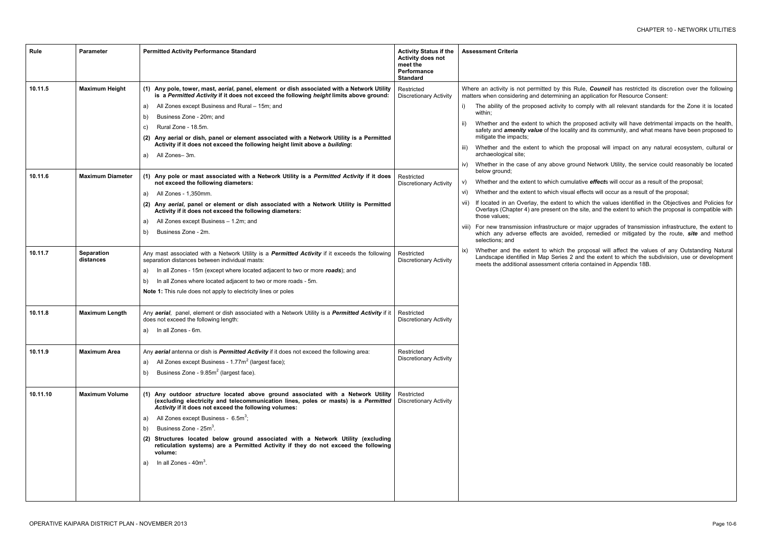| Rule | Parameter | Permitted Activity Performance Standard | Activity Status if the Activity does not meet the Performance Standard | Assessment Criteria |
|---|---|---|---|---|
| 10.11.5 | Maximum Height | **(1) Any pole, tower, mast, *aerial*, panel, element or dish associated with a Network Utility is a *Permitted Activity* if it does not exceed the following *height* limits above ground:**<br>a) All Zones except Business and Rural – 15m; and<br>b) Business Zone - 20m; and<br>c) Rural Zone - 18.5m.<br>**(2) Any aerial or dish, panel or element associated with a Network Utility is a Permitted Activity if it does not exceed the following height limit above a *building*:**<br>a) All Zones– 3m. | Restricted Discretionary Activity | Where an activity is not permitted by this Rule, ***Council*** has restricted its discretion over the following matters when considering and determining an application for Resource Consent:<br>i) The ability of the proposed activity to comply with all relevant standards for the Zone it is located within;<br>ii) Whether and the extent to which the proposed activity will have detrimental impacts on the health, safety and ***amenity value*** of the locality and its community, and what means have been proposed to mitigate the impacts;<br>iii) Whether and the extent to which the proposal will impact on any natural ecosystem, cultural or archaeological site;<br>iv) Whether in the case of any above ground Network Utility, the service could reasonably be located below ground;<br>v) Whether and the extent to which cumulative ***effect***s will occur as a result of the proposal;<br>vi) Whether and the extent to which visual effects will occur as a result of the proposal;<br>vii) If located in an Overlay, the extent to which the values identified in the Objectives and Policies for Overlays (Chapter 4) are present on the site, and the extent to which the proposal is compatible with those values;<br>viii) For new transmission infrastructure or major upgrades of transmission infrastructure, the extent to which any adverse effects are avoided, remedied or mitigated by the route, ***site*** and method selections; and<br>ix) Whether and the extent to which the proposal will affect the values of any Outstanding Natural Landscape identified in Map Series 2 and the extent to which the subdivision, use or development meets the additional assessment criteria contained in Appendix 18B. |
| 10.11.6 | Maximum Diameter | **(1) Any pole or mast associated with a Network Utility is a *Permitted Activity* if it does not exceed the following diameters:**<br>a) All Zones - 1,350mm.<br>**(2) Any *aerial*, panel or element or dish associated with a Network Utility is Permitted Activity if it does not exceed the following diameters:**<br>a) All Zones except Business – 1.2m; and<br>b) Business Zone - 2m. | Restricted Discretionary Activity | |
| 10.11.7 | Separation distances | Any mast associated with a Network Utility is a ***Permitted Activity*** if it exceeds the following separation distances between individual masts:<br>a) In all Zones - 15m (except where located adjacent to two or more ***roads***); and<br>b) In all Zones where located adjacent to two or more roads - 5m.<br>**Note 1:** This rule does not apply to electricity lines or poles | Restricted Discretionary Activity | |
| 10.11.8 | Maximum Length | Any ***aerial***, panel, element or dish associated with a Network Utility is a ***Permitted Activity*** if it does not exceed the following length:<br>a) In all Zones - 6m. | Restricted Discretionary Activity | |
| 10.11.9 | Maximum Area | Any ***aerial*** antenna or dish is ***Permitted Activity*** if it does not exceed the following area:<br>a) All Zones except Business - 1.77m$^2$ (largest face);<br>b) Business Zone - 9.85m$^2$ (largest face). | Restricted Discretionary Activity | |
| 10.11.10 | Maximum Volume | **(1) Any outdoor *structure* located above ground associated with a Network Utility (excluding electricity and telecommunication lines, poles or masts) is a *Permitted Activity* if it does not exceed the following volumes:**<br>a) All Zones except Business - 6.5m$^3$;<br>b) Business Zone - 25m$^3$.<br>**(2) Structures located below ground associated with a Network Utility (excluding reticulation systems) are a Permitted Activity if they do not exceed the following volume:**<br>a) In all Zones - 40m$^3$. | Restricted Discretionary Activity | |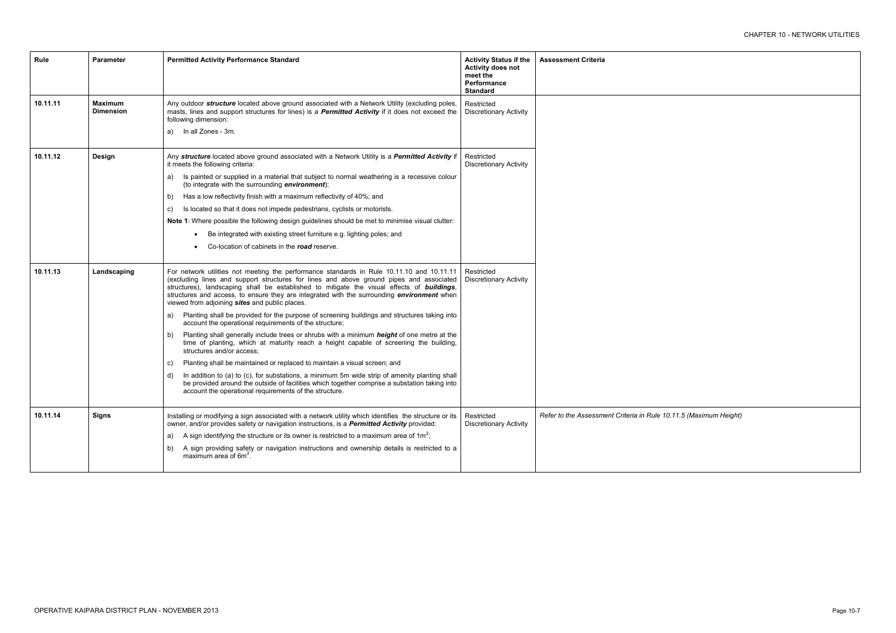| Rule | Parameter | Permitted Activity Performance Standard | Activity Status if the Activity does not meet the Performance Standard | Assessment Criteria |
|---|---|---|---|---|
| 10.11.11 | **Maximum Dimension** | Any outdoor ***structure*** located above ground associated with a Network Utility (excluding poles, masts, lines and support structures for lines) is a ***Permitted Activity*** if it does not exceed the following dimension:<br>a) In all Zones - 3m. | Restricted Discretionary Activity | |
| 10.11.12 | **Design** | Any ***structure*** located above ground associated with a Network Utility is a ***Permitted Activity*** if it meets the following criteria:<br>a) Is painted or supplied in a material that subject to normal weathering is a recessive colour (to integrate with the surrounding ***environment***);<br>b) Has a low reflectivity finish with a maximum reflectivity of 40%; and<br>c) Is located so that it does not impede pedestrians, cyclists or motorists.<br>**Note 1**: Where possible the following design guidelines should be met to minimise visual clutter:<br>• Be integrated with existing street furniture e.g. lighting poles; and<br>• Co-location of cabinets in the ***road*** reserve. | Restricted Discretionary Activity | |
| 10.11.13 | **Landscaping** | For network utilities not meeting the performance standards in Rule 10.11.10 and 10.11.11 (excluding lines and support structures for lines and above ground pipes and associated structures), landscaping shall be established to mitigate the visual effects of ***buildings***, structures and access, to ensure they are integrated with the surrounding ***environment*** when viewed from adjoining ***sites*** and public places.<br>a) Planting shall be provided for the purpose of screening buildings and structures taking into account the operational requirements of the structure;<br>b) Planting shall generally include trees or shrubs with a minimum ***height*** of one metre at the time of planting, which at maturity reach a height capable of screening the building, structures and/or access;<br>c) Planting shall be maintained or replaced to maintain a visual screen; and<br>d) In addition to (a) to (c), for substations, a minimum 5m wide strip of amenity planting shall be provided around the outside of facilities which together comprise a substation taking into account the operational requirements of the structure. | Restricted Discretionary Activity | |
| 10.11.14 | **Signs** | Installing or modifying a sign associated with a network utility which identifies the structure or its owner, and/or provides safety or navigation instructions, is a ***Permitted Activity*** provided:<br>a) A sign identifying the structure or its owner is restricted to a maximum area of $1m^2$;<br>b) A sign providing safety or navigation instructions and ownership details is restricted to a maximum area of $6m^2$. | Restricted Discretionary Activity | *Refer to the Assessment Criteria in Rule 10.11.5 (Maximum Height)* |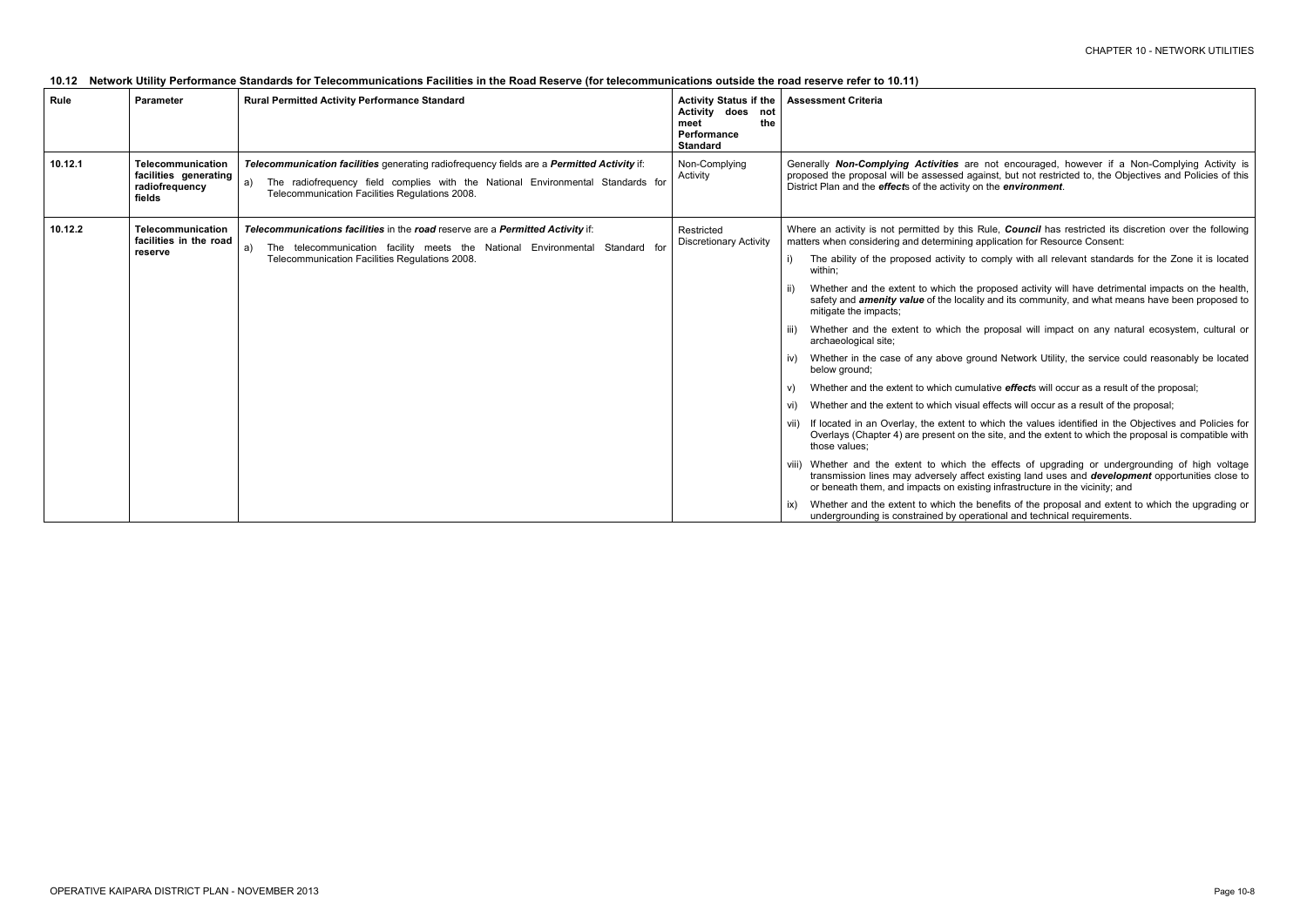## 10.12 Network Utility Performance Standards for Telecommunications Facilities in the Road Reserve (for telecommunications outside the road reserve refer to 10.11)

| Rule | Parameter | Rural Permitted Activity Performance Standard | Activity Status if the Activity does not meet the Performance Standard | Assessment Criteria |
|---|---|---|---|---|
| 10.12.1 | **Telecommunication facilities generating radiofrequency fields** | ***Telecommunication facilities*** generating radiofrequency fields are a ***Permitted Activity*** if:<br>a) The radiofrequency field complies with the National Environmental Standards for Telecommunication Facilities Regulations 2008. | Non-Complying Activity | Generally ***Non-Complying Activities*** are not encouraged, however if a Non-Complying Activity is proposed the proposal will be assessed against, but not restricted to, the Objectives and Policies of this District Plan and the ***effect***s of the activity on the ***environment***. |
| 10.12.2 | **Telecommunication facilities in the road reserve** | ***Telecommunications facilities*** in the ***road*** reserve are a ***Permitted Activity*** if:<br>a) The telecommunication facility meets the National Environmental Standard for Telecommunication Facilities Regulations 2008. | Restricted Discretionary Activity | Where an activity is not permitted by this Rule, ***Council*** has restricted its discretion over the following matters when considering and determining application for Resource Consent:<br>i) The ability of the proposed activity to comply with all relevant standards for the Zone it is located within;<br>ii) Whether and the extent to which the proposed activity will have detrimental impacts on the health, safety and ***amenity value*** of the locality and its community, and what means have been proposed to mitigate the impacts;<br>iii) Whether and the extent to which the proposal will impact on any natural ecosystem, cultural or archaeological site;<br>iv) Whether in the case of any above ground Network Utility, the service could reasonably be located below ground;<br>v) Whether and the extent to which cumulative ***effect***s will occur as a result of the proposal;<br>vi) Whether and the extent to which visual effects will occur as a result of the proposal;<br>vii) If located in an Overlay, the extent to which the values identified in the Objectives and Policies for Overlays (Chapter 4) are present on the site, and the extent to which the proposal is compatible with those values;<br>viii) Whether and the extent to which the effects of upgrading or undergrounding of high voltage transmission lines may adversely affect existing land uses and ***development*** opportunities close to or beneath them, and impacts on existing infrastructure in the vicinity; and<br>ix) Whether and the extent to which the benefits of the proposal and extent to which the upgrading or undergrounding is constrained by operational and technical requirements. |